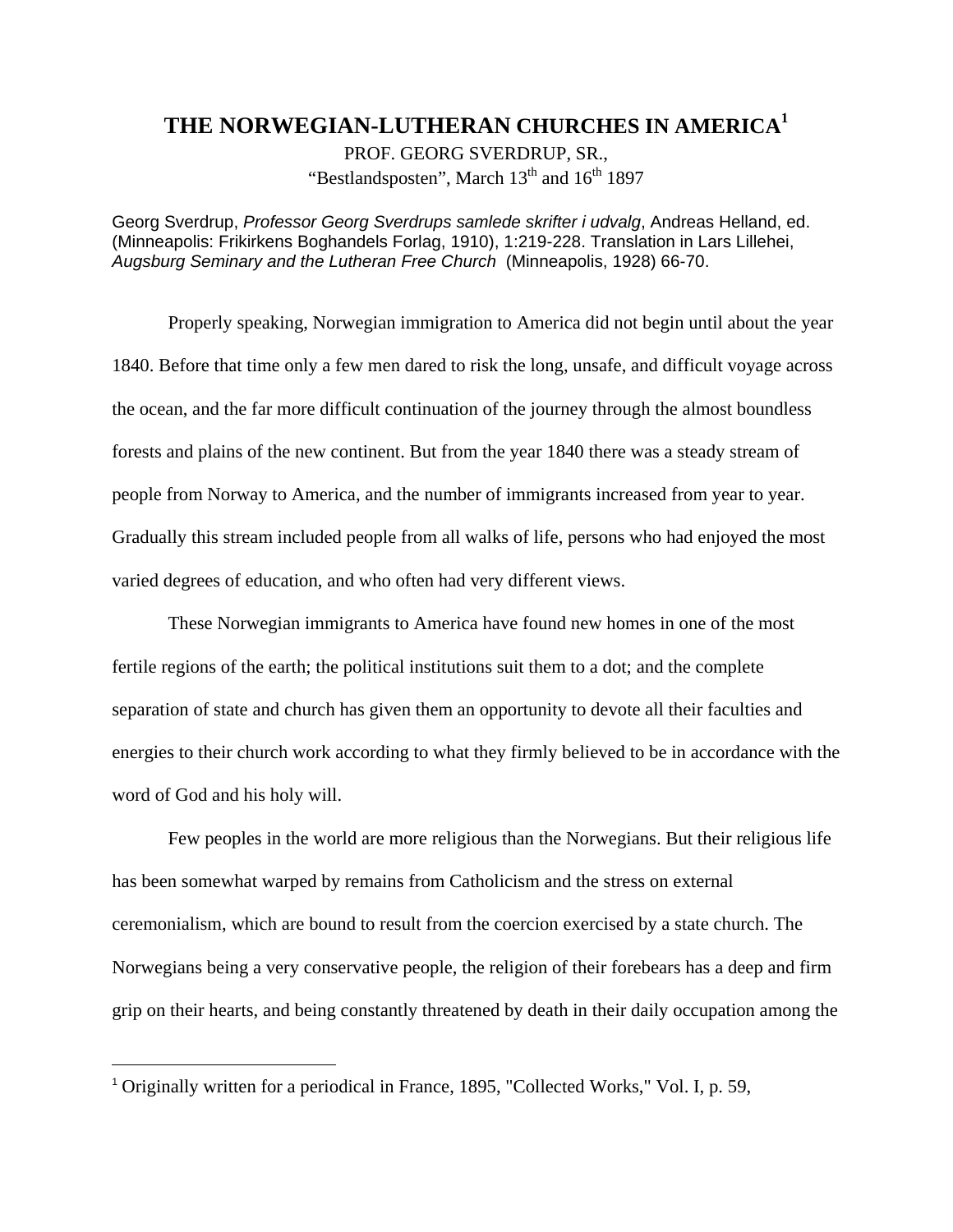# THE NORWEGIAN-LUTHERAN CHURCHES IN AMERICA[1]

PROF. GEORG SVERDRUP, SR.,
"Bestlandsposten", March 13th and 16th 1897

Georg Sverdrup, *Professor Georg Sverdrups samlede skrifter i udvalg*, Andreas Helland, ed. (Minneapolis: Frikirkens Boghandels Forlag, 1910), 1:219-228. Translation in Lars Lillehei, *Augsburg Seminary and the Lutheran Free Church* (Minneapolis, 1928) 66-70.

Properly speaking, Norwegian immigration to America did not begin until about the year 1840. Before that time only a few men dared to risk the long, unsafe, and difficult voyage across the ocean, and the far more difficult continuation of the journey through the almost boundless forests and plains of the new continent. But from the year 1840 there was a steady stream of people from Norway to America, and the number of immigrants increased from year to year. Gradually this stream included people from all walks of life, persons who had enjoyed the most varied degrees of education, and who often had very different views.

These Norwegian immigrants to America have found new homes in one of the most fertile regions of the earth; the political institutions suit them to a dot; and the complete separation of state and church has given them an opportunity to devote all their faculties and energies to their church work according to what they firmly believed to be in accordance with the word of God and his holy will.

Few peoples in the world are more religious than the Norwegians. But their religious life has been somewhat warped by remains from Catholicism and the stress on external ceremonialism, which are bound to result from the coercion exercised by a state church. The Norwegians being a very conservative people, the religion of their forebears has a deep and firm grip on their hearts, and being constantly threatened by death in their daily occupation among the

[1] Originally written for a periodical in France, 1895, "Collected Works," Vol. I, p. 59,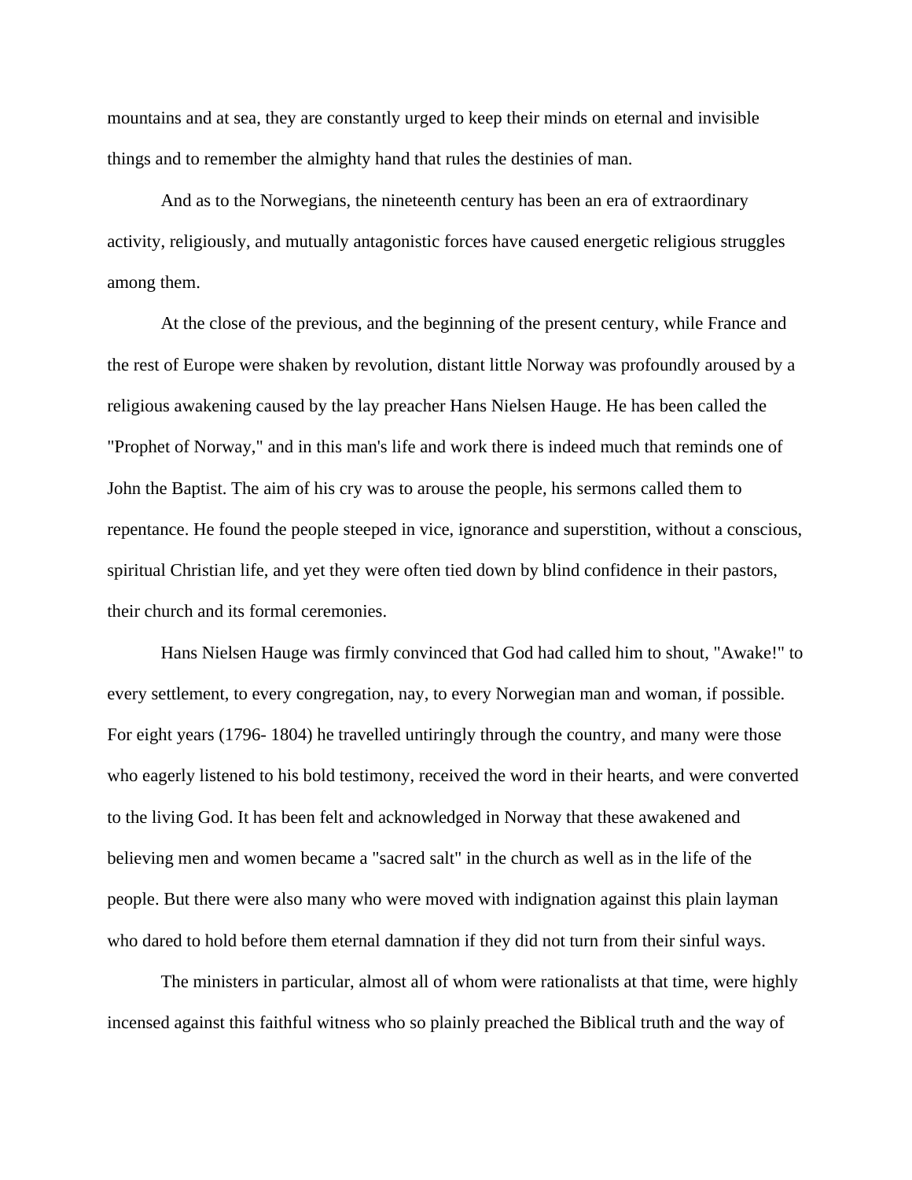mountains and at sea, they are constantly urged to keep their minds on eternal and invisible things and to remember the almighty hand that rules the destinies of man.

And as to the Norwegians, the nineteenth century has been an era of extraordinary activity, religiously, and mutually antagonistic forces have caused energetic religious struggles among them.

At the close of the previous, and the beginning of the present century, while France and the rest of Europe were shaken by revolution, distant little Norway was profoundly aroused by a religious awakening caused by the lay preacher Hans Nielsen Hauge. He has been called the "Prophet of Norway," and in this man's life and work there is indeed much that reminds one of John the Baptist. The aim of his cry was to arouse the people, his sermons called them to repentance. He found the people steeped in vice, ignorance and superstition, without a conscious, spiritual Christian life, and yet they were often tied down by blind confidence in their pastors, their church and its formal ceremonies.

Hans Nielsen Hauge was firmly convinced that God had called him to shout, "Awake!" to every settlement, to every congregation, nay, to every Norwegian man and woman, if possible. For eight years (1796- 1804) he travelled untiringly through the country, and many were those who eagerly listened to his bold testimony, received the word in their hearts, and were converted to the living God. It has been felt and acknowledged in Norway that these awakened and believing men and women became a "sacred salt" in the church as well as in the life of the people. But there were also many who were moved with indignation against this plain layman who dared to hold before them eternal damnation if they did not turn from their sinful ways.

The ministers in particular, almost all of whom were rationalists at that time, were highly incensed against this faithful witness who so plainly preached the Biblical truth and the way of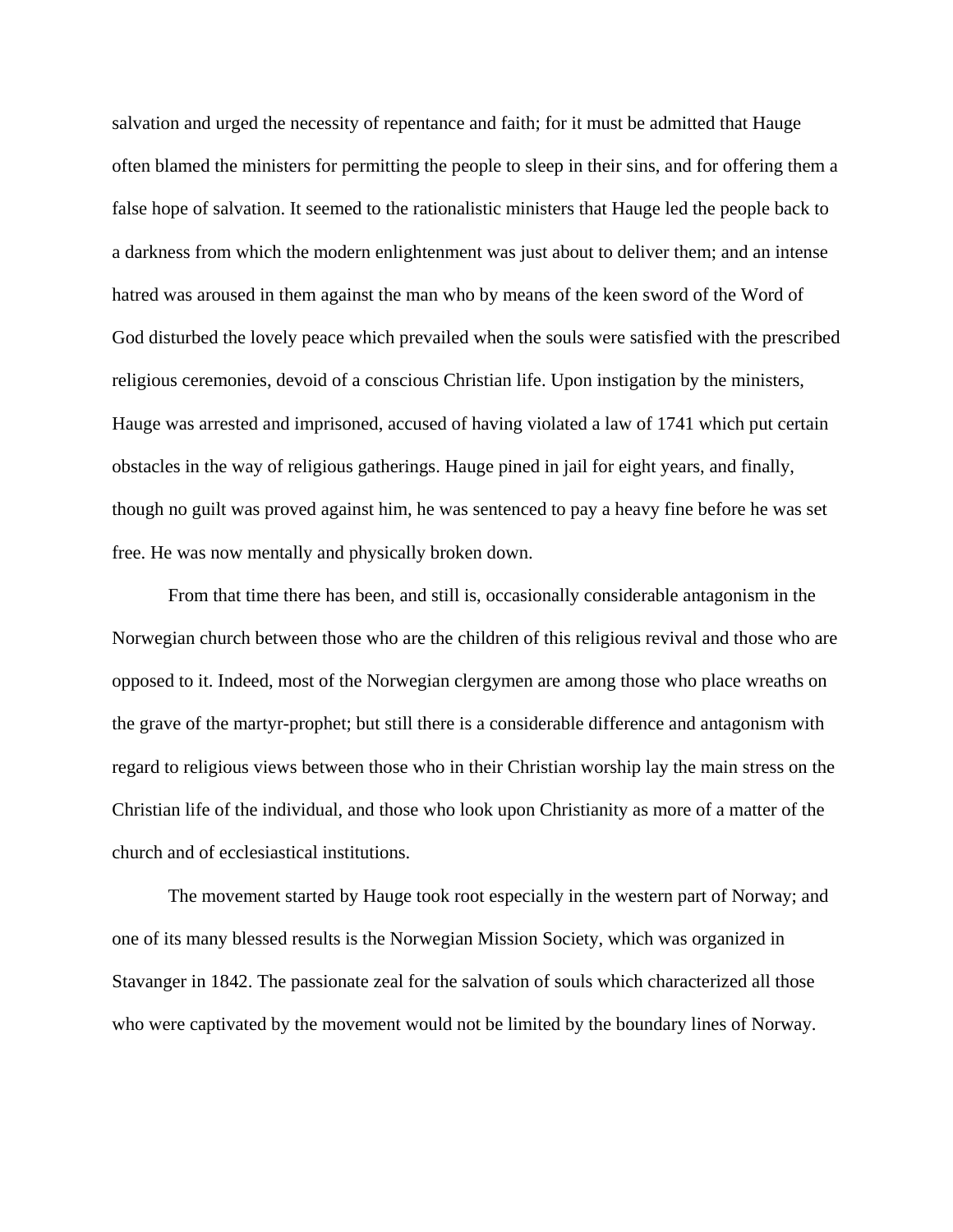salvation and urged the necessity of repentance and faith; for it must be admitted that Hauge often blamed the ministers for permitting the people to sleep in their sins, and for offering them a false hope of salvation. It seemed to the rationalistic ministers that Hauge led the people back to a darkness from which the modern enlightenment was just about to deliver them; and an intense hatred was aroused in them against the man who by means of the keen sword of the Word of God disturbed the lovely peace which prevailed when the souls were satisfied with the prescribed religious ceremonies, devoid of a conscious Christian life. Upon instigation by the ministers, Hauge was arrested and imprisoned, accused of having violated a law of 1741 which put certain obstacles in the way of religious gatherings. Hauge pined in jail for eight years, and finally, though no guilt was proved against him, he was sentenced to pay a heavy fine before he was set free. He was now mentally and physically broken down.

From that time there has been, and still is, occasionally considerable antagonism in the Norwegian church between those who are the children of this religious revival and those who are opposed to it. Indeed, most of the Norwegian clergymen are among those who place wreaths on the grave of the martyr-prophet; but still there is a considerable difference and antagonism with regard to religious views between those who in their Christian worship lay the main stress on the Christian life of the individual, and those who look upon Christianity as more of a matter of the church and of ecclesiastical institutions.

The movement started by Hauge took root especially in the western part of Norway; and one of its many blessed results is the Norwegian Mission Society, which was organized in Stavanger in 1842. The passionate zeal for the salvation of souls which characterized all those who were captivated by the movement would not be limited by the boundary lines of Norway.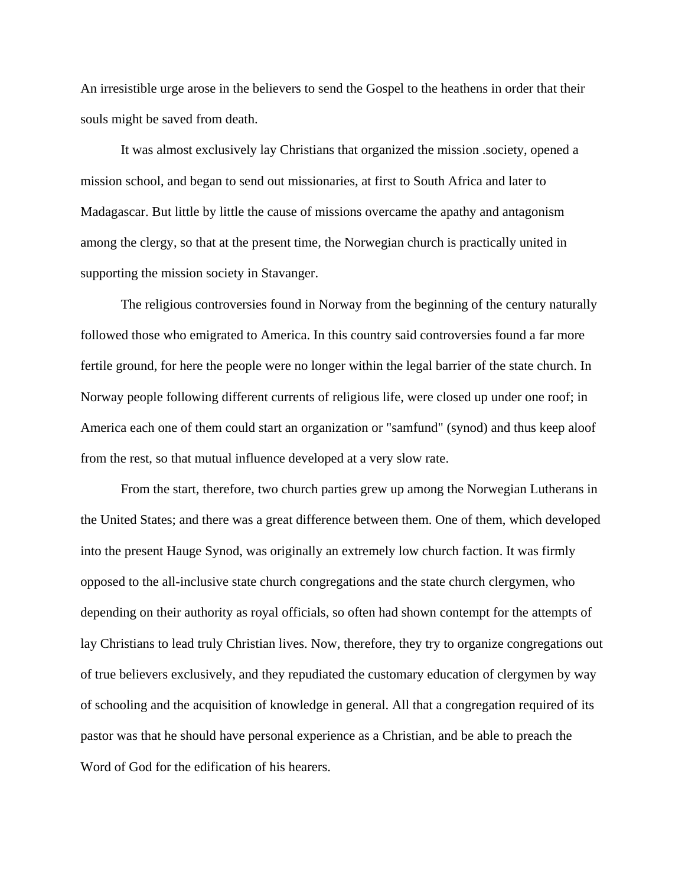An irresistible urge arose in the believers to send the Gospel to the heathens in order that their souls might be saved from death.

It was almost exclusively lay Christians that organized the mission .society, opened a mission school, and began to send out missionaries, at first to South Africa and later to Madagascar. But little by little the cause of missions overcame the apathy and antagonism among the clergy, so that at the present time, the Norwegian church is practically united in supporting the mission society in Stavanger.

The religious controversies found in Norway from the beginning of the century naturally followed those who emigrated to America. In this country said controversies found a far more fertile ground, for here the people were no longer within the legal barrier of the state church. In Norway people following different currents of religious life, were closed up under one roof; in America each one of them could start an organization or "samfund" (synod) and thus keep aloof from the rest, so that mutual influence developed at a very slow rate.

From the start, therefore, two church parties grew up among the Norwegian Lutherans in the United States; and there was a great difference between them. One of them, which developed into the present Hauge Synod, was originally an extremely low church faction. It was firmly opposed to the all-inclusive state church congregations and the state church clergymen, who depending on their authority as royal officials, so often had shown contempt for the attempts of lay Christians to lead truly Christian lives. Now, therefore, they try to organize congregations out of true believers exclusively, and they repudiated the customary education of clergymen by way of schooling and the acquisition of knowledge in general. All that a congregation required of its pastor was that he should have personal experience as a Christian, and be able to preach the Word of God for the edification of his hearers.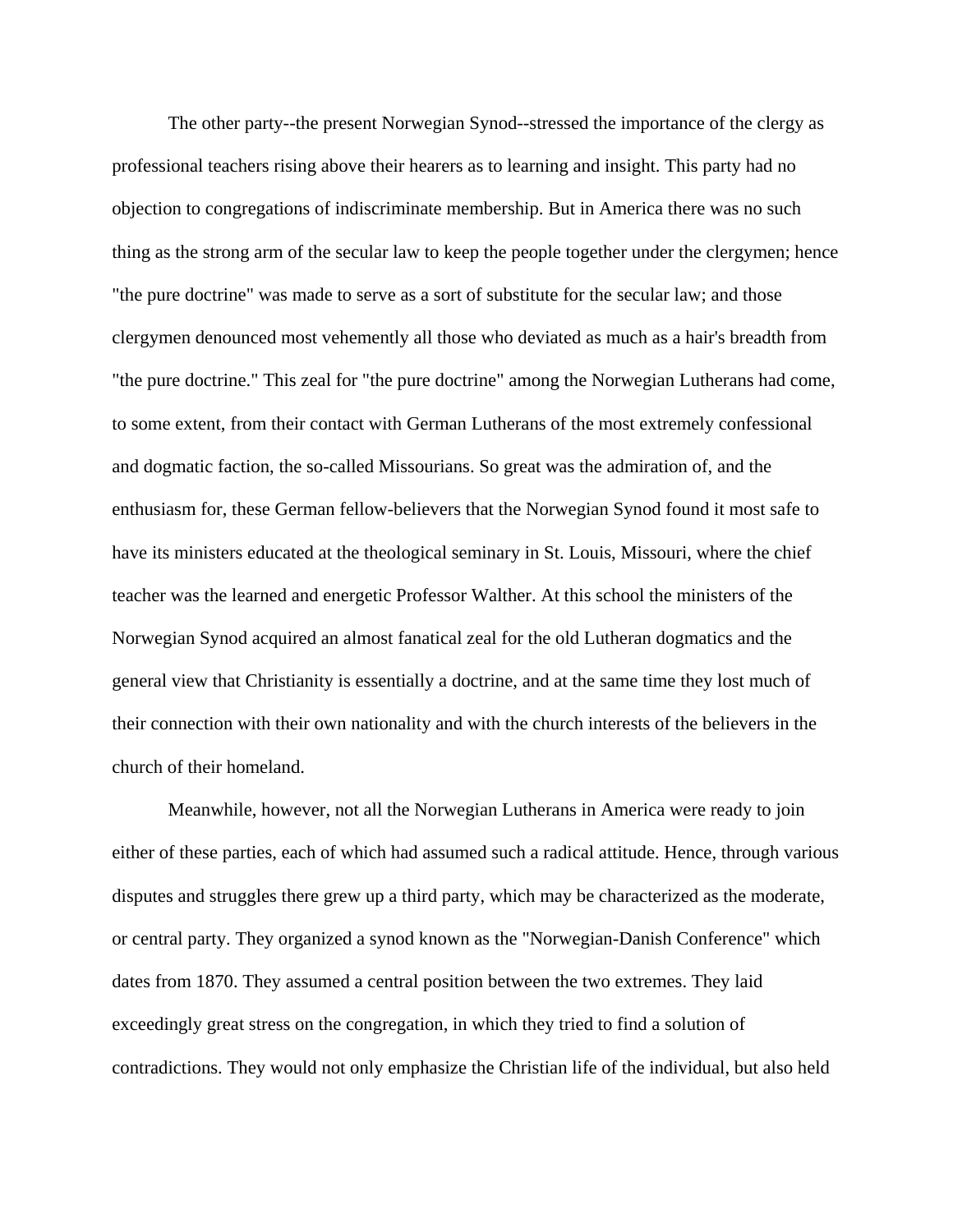The other party--the present Norwegian Synod--stressed the importance of the clergy as professional teachers rising above their hearers as to learning and insight. This party had no objection to congregations of indiscriminate membership. But in America there was no such thing as the strong arm of the secular law to keep the people together under the clergymen; hence "the pure doctrine" was made to serve as a sort of substitute for the secular law; and those clergymen denounced most vehemently all those who deviated as much as a hair's breadth from "the pure doctrine." This zeal for "the pure doctrine" among the Norwegian Lutherans had come, to some extent, from their contact with German Lutherans of the most extremely confessional and dogmatic faction, the so-called Missourians. So great was the admiration of, and the enthusiasm for, these German fellow-believers that the Norwegian Synod found it most safe to have its ministers educated at the theological seminary in St. Louis, Missouri, where the chief teacher was the learned and energetic Professor Walther. At this school the ministers of the Norwegian Synod acquired an almost fanatical zeal for the old Lutheran dogmatics and the general view that Christianity is essentially a doctrine, and at the same time they lost much of their connection with their own nationality and with the church interests of the believers in the church of their homeland.

Meanwhile, however, not all the Norwegian Lutherans in America were ready to join either of these parties, each of which had assumed such a radical attitude. Hence, through various disputes and struggles there grew up a third party, which may be characterized as the moderate, or central party. They organized a synod known as the "Norwegian-Danish Conference" which dates from 1870. They assumed a central position between the two extremes. They laid exceedingly great stress on the congregation, in which they tried to find a solution of contradictions. They would not only emphasize the Christian life of the individual, but also held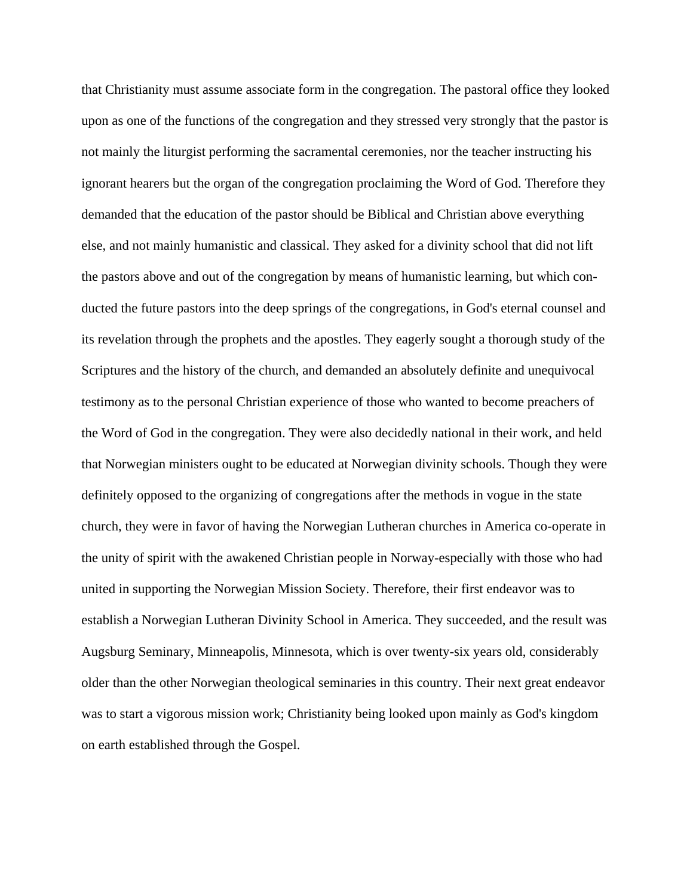that Christianity must assume associate form in the congregation. The pastoral office they looked upon as one of the functions of the congregation and they stressed very strongly that the pastor is not mainly the liturgist performing the sacramental ceremonies, nor the teacher instructing his ignorant hearers but the organ of the congregation proclaiming the Word of God. Therefore they demanded that the education of the pastor should be Biblical and Christian above everything else, and not mainly humanistic and classical. They asked for a divinity school that did not lift the pastors above and out of the congregation by means of humanistic learning, but which conducted the future pastors into the deep springs of the congregations, in God's eternal counsel and its revelation through the prophets and the apostles. They eagerly sought a thorough study of the Scriptures and the history of the church, and demanded an absolutely definite and unequivocal testimony as to the personal Christian experience of those who wanted to become preachers of the Word of God in the congregation. They were also decidedly national in their work, and held that Norwegian ministers ought to be educated at Norwegian divinity schools. Though they were definitely opposed to the organizing of congregations after the methods in vogue in the state church, they were in favor of having the Norwegian Lutheran churches in America co-operate in the unity of spirit with the awakened Christian people in Norway-especially with those who had united in supporting the Norwegian Mission Society. Therefore, their first endeavor was to establish a Norwegian Lutheran Divinity School in America. They succeeded, and the result was Augsburg Seminary, Minneapolis, Minnesota, which is over twenty-six years old, considerably older than the other Norwegian theological seminaries in this country. Their next great endeavor was to start a vigorous mission work; Christianity being looked upon mainly as God's kingdom on earth established through the Gospel.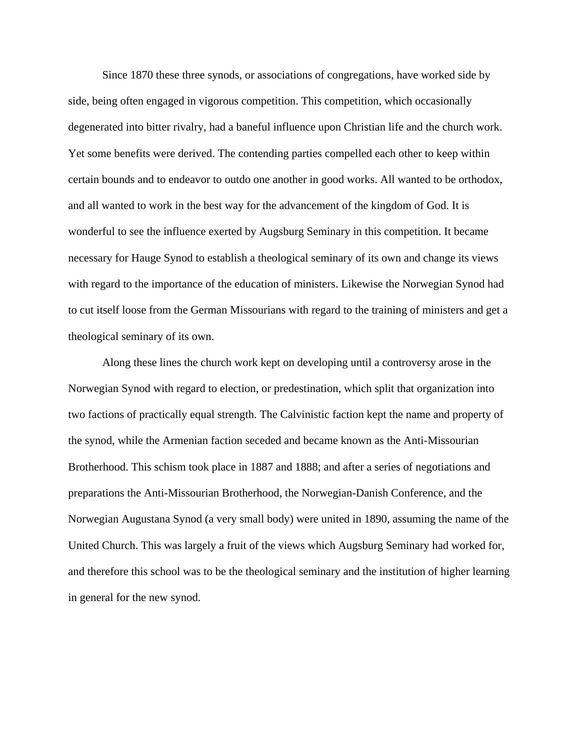Since 1870 these three synods, or associations of congregations, have worked side by side, being often engaged in vigorous competition. This competition, which occasionally degenerated into bitter rivalry, had a baneful influence upon Christian life and the church work. Yet some benefits were derived. The contending parties compelled each other to keep within certain bounds and to endeavor to outdo one another in good works. All wanted to be orthodox, and all wanted to work in the best way for the advancement of the kingdom of God. It is wonderful to see the influence exerted by Augsburg Seminary in this competition. It became necessary for Hauge Synod to establish a theological seminary of its own and change its views with regard to the importance of the education of ministers. Likewise the Norwegian Synod had to cut itself loose from the German Missourians with regard to the training of ministers and get a theological seminary of its own.

Along these lines the church work kept on developing until a controversy arose in the Norwegian Synod with regard to election, or predestination, which split that organization into two factions of practically equal strength. The Calvinistic faction kept the name and property of the synod, while the Armenian faction seceded and became known as the Anti-Missourian Brotherhood. This schism took place in 1887 and 1888; and after a series of negotiations and preparations the Anti-Missourian Brotherhood, the Norwegian-Danish Conference, and the Norwegian Augustana Synod (a very small body) were united in 1890, assuming the name of the United Church. This was largely a fruit of the views which Augsburg Seminary had worked for, and therefore this school was to be the theological seminary and the institution of higher learning in general for the new synod.